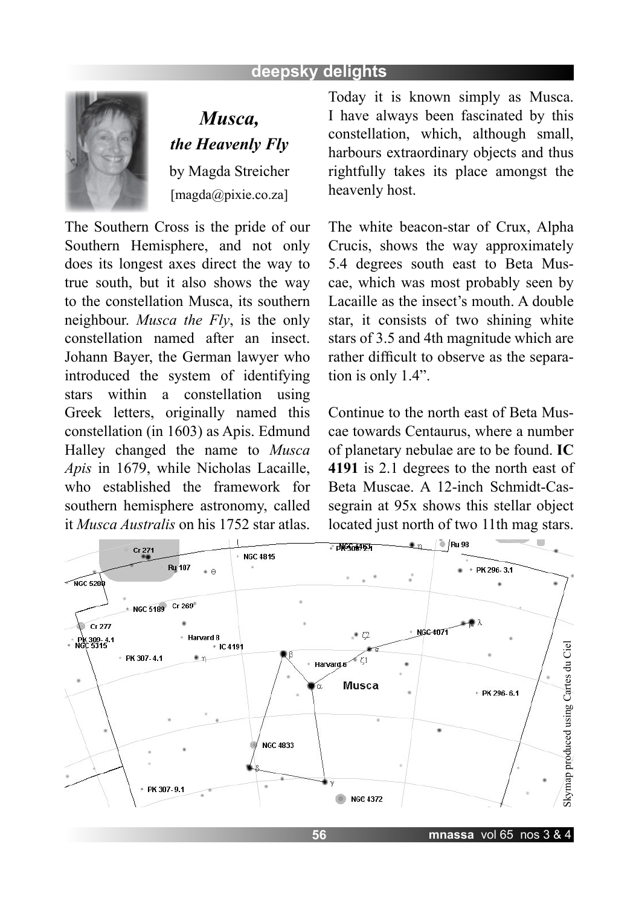# *Musca, the Heavenly Fly*

by Magda Streicher

[magda@pixie.co.za]

The Southern Cross is the pride of our Southern Hemisphere, and not only does its longest axes direct the way to true south, but it also shows the way to the constellation Musca, its southern neighbour. *Musca the Fly*, is the only constellation named after an insect. Johann Bayer, the German lawyer who introduced the system of identifying stars within a constellation using Greek letters, originally named this constellation (in 1603) as Apis. Edmund Halley changed the name to *Musca Apis* in 1679, while Nicholas Lacaille, who established the framework for southern hemisphere astronomy, called it *Musca Australis* on his 1752 star atlas. Today it is known simply as Musca. I have always been fascinated by this constellation, which, although small, harbours extraordinary objects and thus rightfully takes its place amongst the heavenly host.

The white beacon-star of Crux, Alpha Crucis, shows the way approximately 5.4 degrees south east to Beta Muscae, which was most probably seen by Lacaille as the insect's mouth. A double star, it consists of two shining white stars of 3.5 and 4th magnitude which are rather difficult to observe as the separation is only 1.4".

Continue to the north east of Beta Muscae towards Centaurus, where a number of planetary nebulae are to be found. **IC 4191** is 2.1 degrees to the north east of Beta Muscae. A 12-inch Schmidt-Cassegrain at 95x shows this stellar object located just north of two 11th mag stars.

Skymap produced using Cartes du Ciel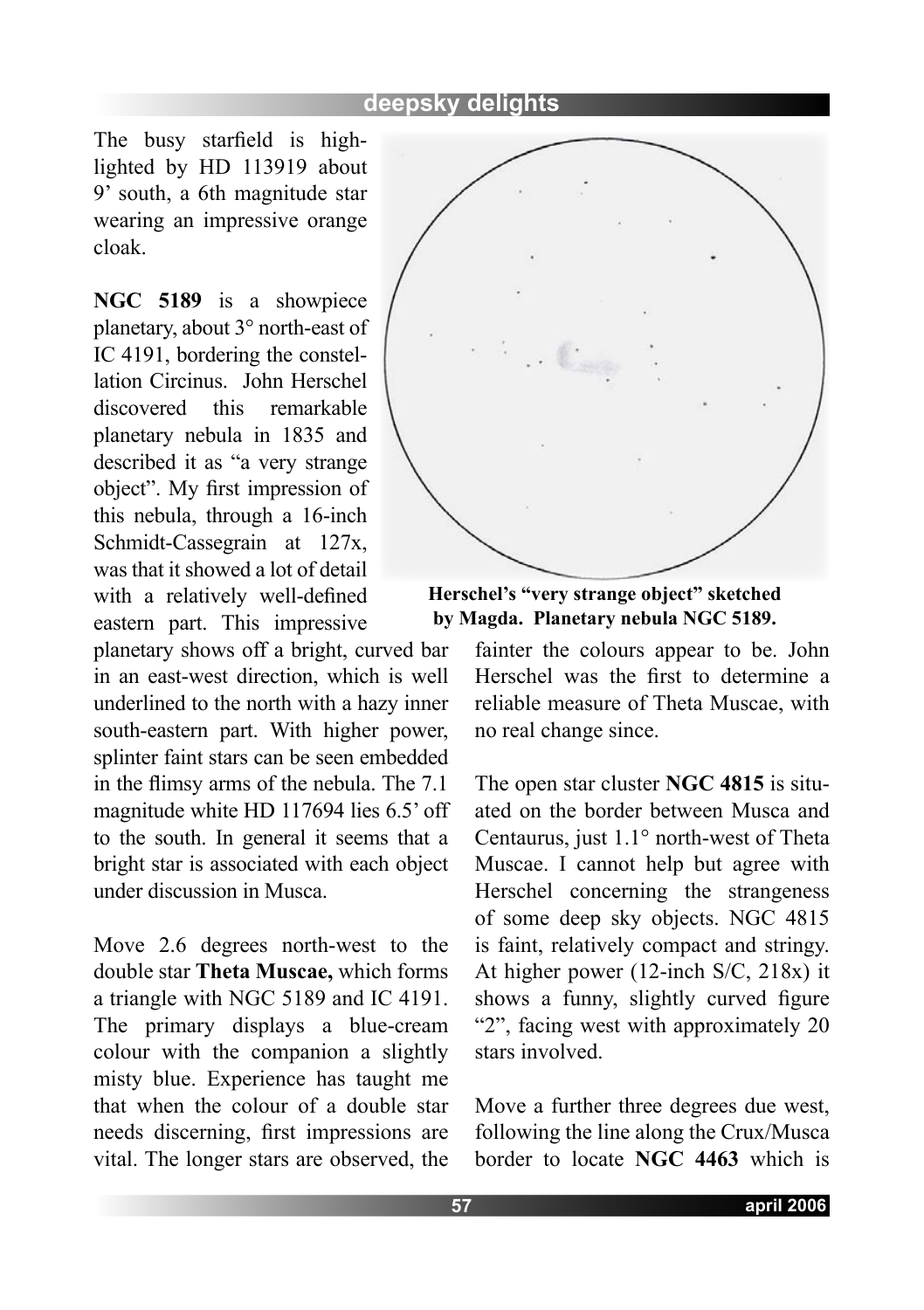The busy starfield is highlighted by HD 113919 about 9' south, a 6th magnitude star wearing an impressive orange cloak.

**NGC 5189** is a showpiece planetary, about 3° north-east of IC 4191, bordering the constellation Circinus. John Herschel discovered this remarkable planetary nebula in 1835 and described it as "a very strange object". My first impression of this nebula, through a 16-inch Schmidt-Cassegrain at 127x, was that it showed a lot of detail with a relatively well-defined eastern part. This impressive planetary shows off a bright, curved bar in an east-west direction, which is well underlined to the north with a hazy inner south-eastern part. With higher power, splinter faint stars can be seen embedded in the flimsy arms of the nebula. The 7.1 magnitude white HD 117694 lies 6.5' off to the south. In general it seems that a bright star is associated with each object under discussion in Musca.

**Herschel's "very strange object" sketched by Magda. Planetary nebula NGC 5189.**

Move 2.6 degrees north-west to the double star **Theta Muscae,** which forms a triangle with NGC 5189 and IC 4191. The primary displays a blue-cream colour with the companion a slightly misty blue. Experience has taught me that when the colour of a double star needs discerning, first impressions are vital. The longer stars are observed, the fainter the colours appear to be. John Herschel was the first to determine a reliable measure of Theta Muscae, with no real change since.

The open star cluster **NGC 4815** is situated on the border between Musca and Centaurus, just 1.1° north-west of Theta Muscae. I cannot help but agree with Herschel concerning the strangeness of some deep sky objects. NGC 4815 is faint, relatively compact and stringy. At higher power (12-inch S/C, 218x) it shows a funny, slightly curved figure "2", facing west with approximately 20 stars involved.

Move a further three degrees due west, following the line along the Crux/Musca border to locate **NGC 4463** which is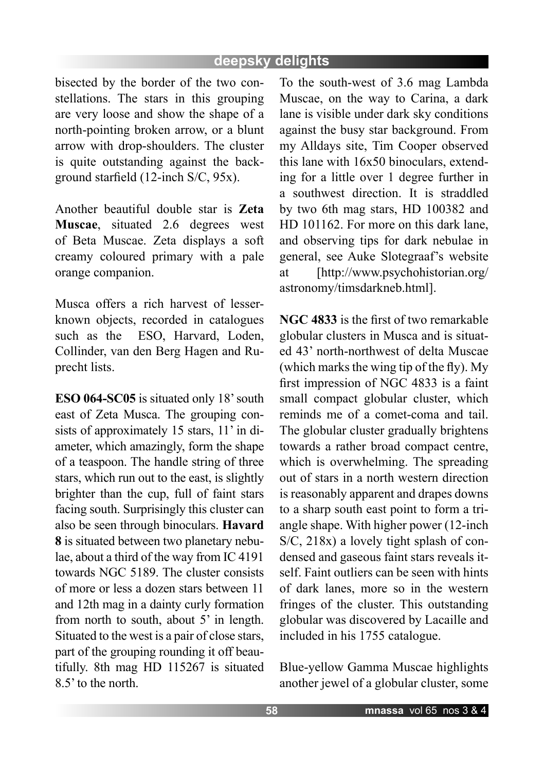bisected by the border of the two constellations. The stars in this grouping are very loose and show the shape of a north-pointing broken arrow, or a blunt arrow with drop-shoulders. The cluster is quite outstanding against the background starfield (12-inch S/C, 95x).

Another beautiful double star is **Zeta Muscae**, situated 2.6 degrees west of Beta Muscae. Zeta displays a soft creamy coloured primary with a pale orange companion.

Musca offers a rich harvest of lesser-known objects, recorded in catalogues such as the ESO, Harvard, Loden, Collinder, van den Berg Hagen and Ruprecht lists.

**ESO 064-SC05** is situated only 18' south east of Zeta Musca. The grouping consists of approximately 15 stars, 11' in diameter, which amazingly, form the shape of a teaspoon. The handle string of three stars, which run out to the east, is slightly brighter than the cup, full of faint stars facing south. Surprisingly this cluster can also be seen through binoculars. **Havard 8** is situated between two planetary nebulae, about a third of the way from IC 4191 towards NGC 5189. The cluster consists of more or less a dozen stars between 11 and 12th mag in a dainty curly formation from north to south, about 5' in length. Situated to the west is a pair of close stars, part of the grouping rounding it off beautifully. 8th mag HD 115267 is situated 8.5' to the north.

To the south-west of 3.6 mag Lambda Muscae, on the way to Carina, a dark lane is visible under dark sky conditions against the busy star background. From my Alldays site, Tim Cooper observed this lane with 16x50 binoculars, extending for a little over 1 degree further in a southwest direction. It is straddled by two 6th mag stars, HD 100382 and HD 101162. For more on this dark lane, and observing tips for dark nebulae in general, see Auke Slotegraaf's website at [http://www.psychohistorian.org/astronomy/timsdarkneb.html].

**NGC 4833** is the first of two remarkable globular clusters in Musca and is situated 43' north-northwest of delta Muscae (which marks the wing tip of the fly). My first impression of NGC 4833 is a faint small compact globular cluster, which reminds me of a comet-coma and tail. The globular cluster gradually brightens towards a rather broad compact centre, which is overwhelming. The spreading out of stars in a north western direction is reasonably apparent and drapes downs to a sharp south east point to form a triangle shape. With higher power (12-inch S/C, 218x) a lovely tight splash of condensed and gaseous faint stars reveals itself. Faint outliers can be seen with hints of dark lanes, more so in the western fringes of the cluster. This outstanding globular was discovered by Lacaille and included in his 1755 catalogue.

Blue-yellow Gamma Muscae highlights another jewel of a globular cluster, some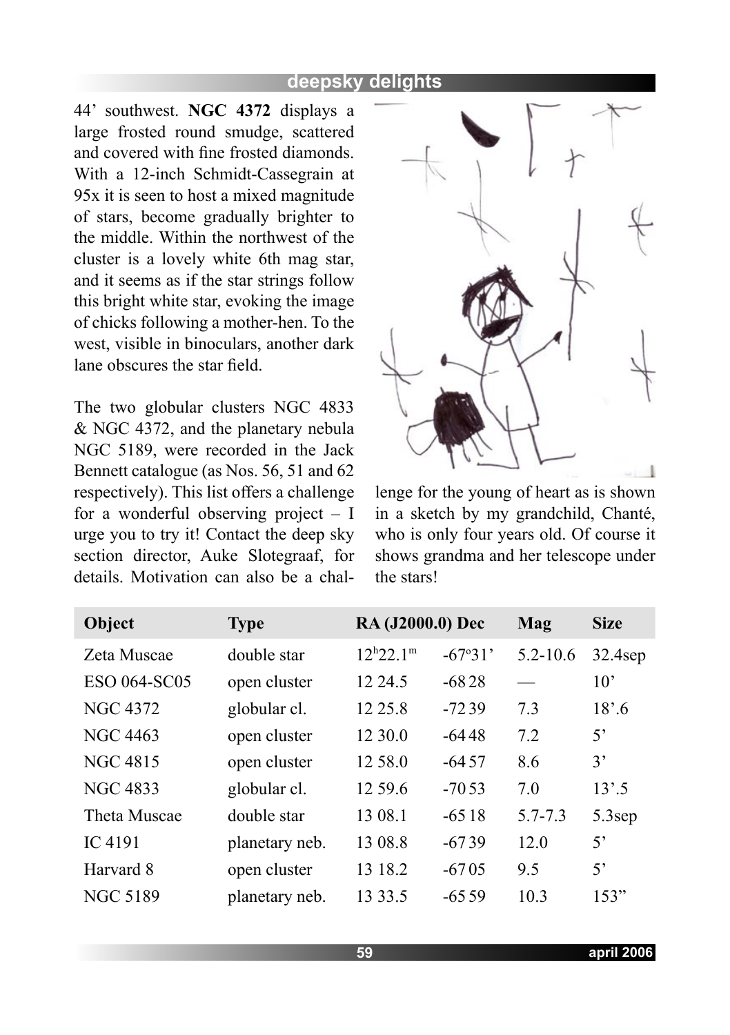44' southwest. **NGC 4372** displays a large frosted round smudge, scattered and covered with fine frosted diamonds. With a 12-inch Schmidt-Cassegrain at 95x it is seen to host a mixed magnitude of stars, become gradually brighter to the middle. Within the northwest of the cluster is a lovely white 6th mag star, and it seems as if the star strings follow this bright white star, evoking the image of chicks following a mother-hen. To the west, visible in binoculars, another dark lane obscures the star field.

The two globular clusters NGC 4833 & NGC 4372, and the planetary nebula NGC 5189, were recorded in the Jack Bennett catalogue (as Nos. 56, 51 and 62 respectively). This list offers a challenge for a wonderful observing project – I urge you to try it! Contact the deep sky section director, Auke Slotegraaf, for details. Motivation can also be a challenge for the young of heart as is shown in a sketch by my grandchild, Chanté, who is only four years old. Of course it shows grandma and her telescope under the stars!

| Object | Type | RA (J2000.0) | Dec | Mag | Size |
|---|---|---|---|---|---|
| Zeta Muscae | double star | $12^h22.1^m$ | $-67^o31'$ | 5.2-10.6 | 32.4sep |
| ESO 064-SC05 | open cluster | 12 24.5 | -68 28 | — | 10' |
| NGC 4372 | globular cl. | 12 25.8 | -72 39 | 7.3 | 18'.6 |
| NGC 4463 | open cluster | 12 30.0 | -64 48 | 7.2 | 5' |
| NGC 4815 | open cluster | 12 58.0 | -64 57 | 8.6 | 3' |
| NGC 4833 | globular cl. | 12 59.6 | -70 53 | 7.0 | 13'.5 |
| Theta Muscae | double star | 13 08.1 | -65 18 | 5.7-7.3 | 5.3sep |
| IC 4191 | planetary neb. | 13 08.8 | -67 39 | 12.0 | 5' |
| Harvard 8 | open cluster | 13 18.2 | -67 05 | 9.5 | 5' |
| NGC 5189 | planetary neb. | 13 33.5 | -65 59 | 10.3 | 153" |